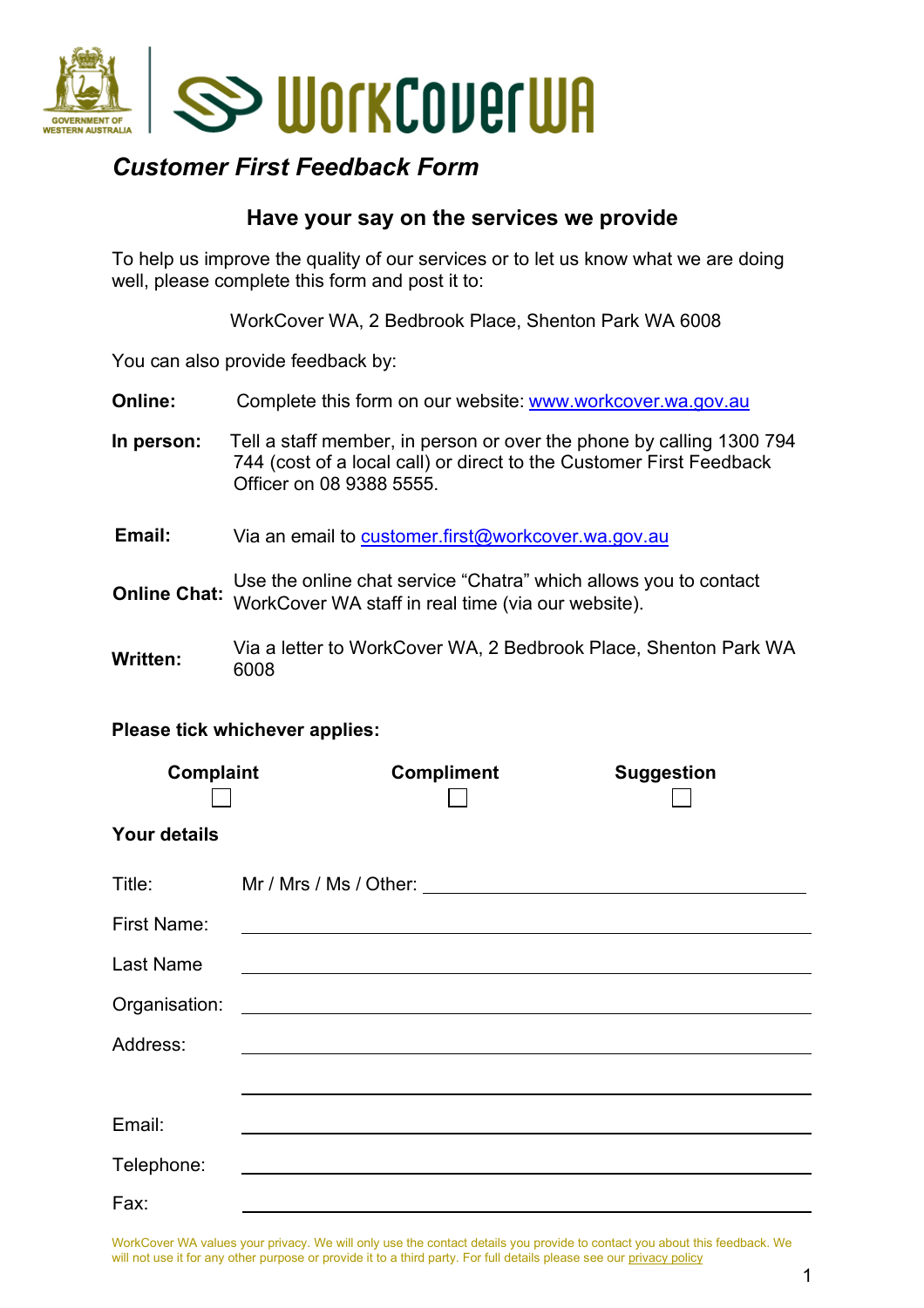# *Customer First Feedback Form*

## Have your say on the services we provide

To help us improve the quality of our services or to let us know what we are doing well, please complete this form and post it to:

WorkCover WA, 2 Bedbrook Place, Shenton Park WA 6008

You can also provide feedback by:

**Online:** Complete this form on our website: [www.workcover.wa.gov.au](http://www.workcover.wa.gov.au)

**In person:** Tell a staff member, in person or over the phone by calling 1300 794 744 (cost of a local call) or direct to the Customer First Feedback Officer on 08 9388 5555.

**Email:** Via an email to [customer.first@workcover.wa.gov.au](mailto:customer.first@workcover.wa.gov.au)

**Online Chat:** Use the online chat service “Chatra” which allows you to contact WorkCover WA staff in real time (via our website).

**Written:** Via a letter to WorkCover WA, 2 Bedbrook Place, Shenton Park WA 6008

**Please tick whichever applies:**

**Complaint** ☐ **Compliment** ☐ **Suggestion** ☐

**Your details**

Title: Mr / Mrs / Ms / Other: ______________________

First Name: ______________________

Last Name ______________________

Organisation: ______________________

Address: ______________________

______________________

Email: ______________________

Telephone: ______________________

Fax: ______________________

WorkCover WA values your privacy. We will only use the contact details you provide to contact you about this feedback. We will not use it for any other purpose or provide it to a third party. For full details please see our privacy policy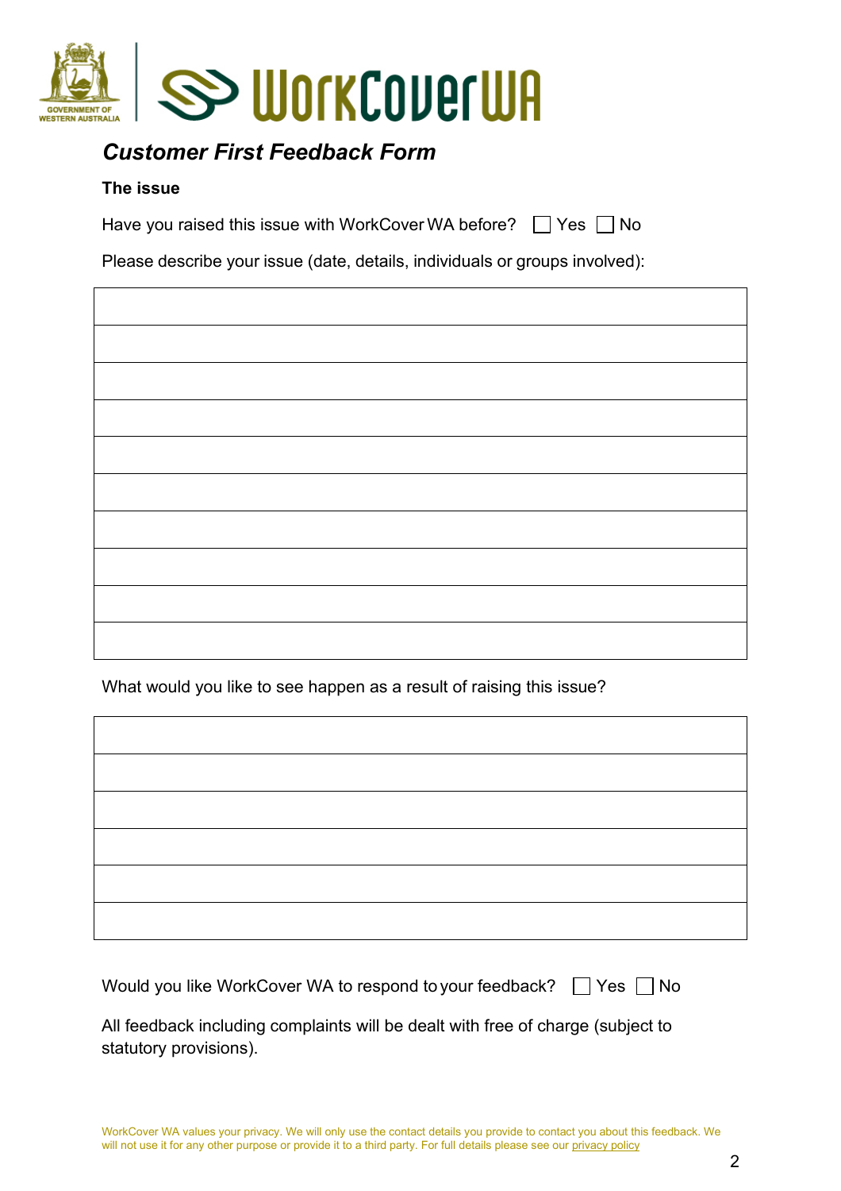## *Customer First Feedback Form*

**The issue**

Have you raised this issue with WorkCover WA before? ☐ Yes ☐ No

Please describe your issue (date, details, individuals or groups involved):

| |
|---|
| |
| |
| |
| |
| |
| |
| |
| |
| |
| |

What would you like to see happen as a result of raising this issue?

| |
|---|
| |
| |
| |
| |
| |
| |

Would you like WorkCover WA to respond to your feedback? ☐ Yes ☐ No

All feedback including complaints will be dealt with free of charge (subject to statutory provisions).

WorkCover WA values your privacy. We will only use the contact details you provide to contact you about this feedback. We will not use it for any other purpose or provide it to a third party. For full details please see our privacy policy